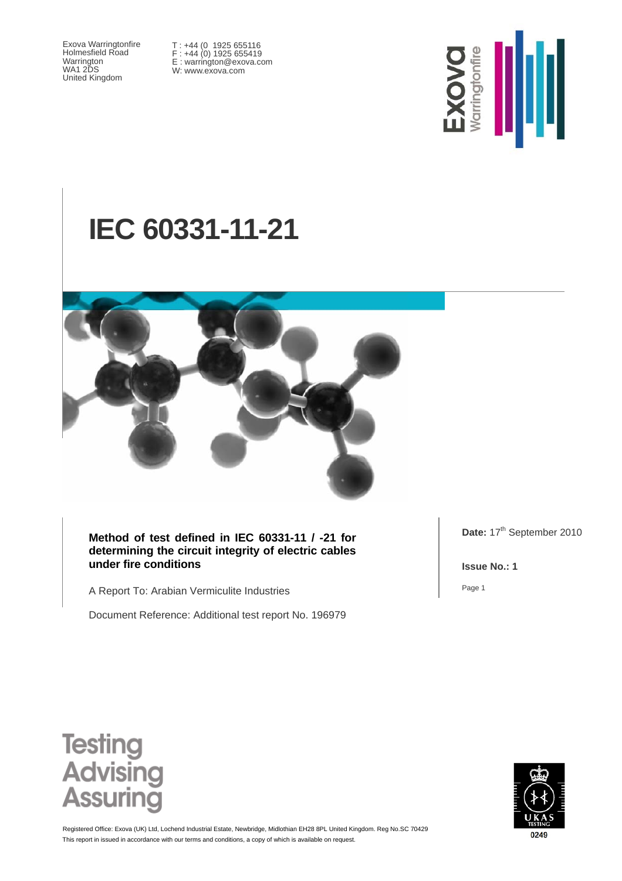Exova Warringtonfire
Holmesfield Road
Warrington
WA1 2DS
United Kingdom

T : +44 (0 1925 655116
F : +44 (0) 1925 655419
E : warrington@exova.com
W: www.exova.com

# IEC 60331-11-21

**Method of test defined in IEC 60331-11 / -21 for determining the circuit integrity of electric cables under fire conditions**

A Report To: Arabian Vermiculite Industries

Document Reference: Additional test report No. 196979

**Date:** 17th September 2010

**Issue No.: 1**

Testing
Advising
Assuring

Registered Office: Exova (UK) Ltd, Lochend Industrial Estate, Newbridge, Midlothian EH28 8PL United Kingdom. Reg No.SC 70429
This report in issued in accordance with our terms and conditions, a copy of which is available on request.

UKAS TESTING 0249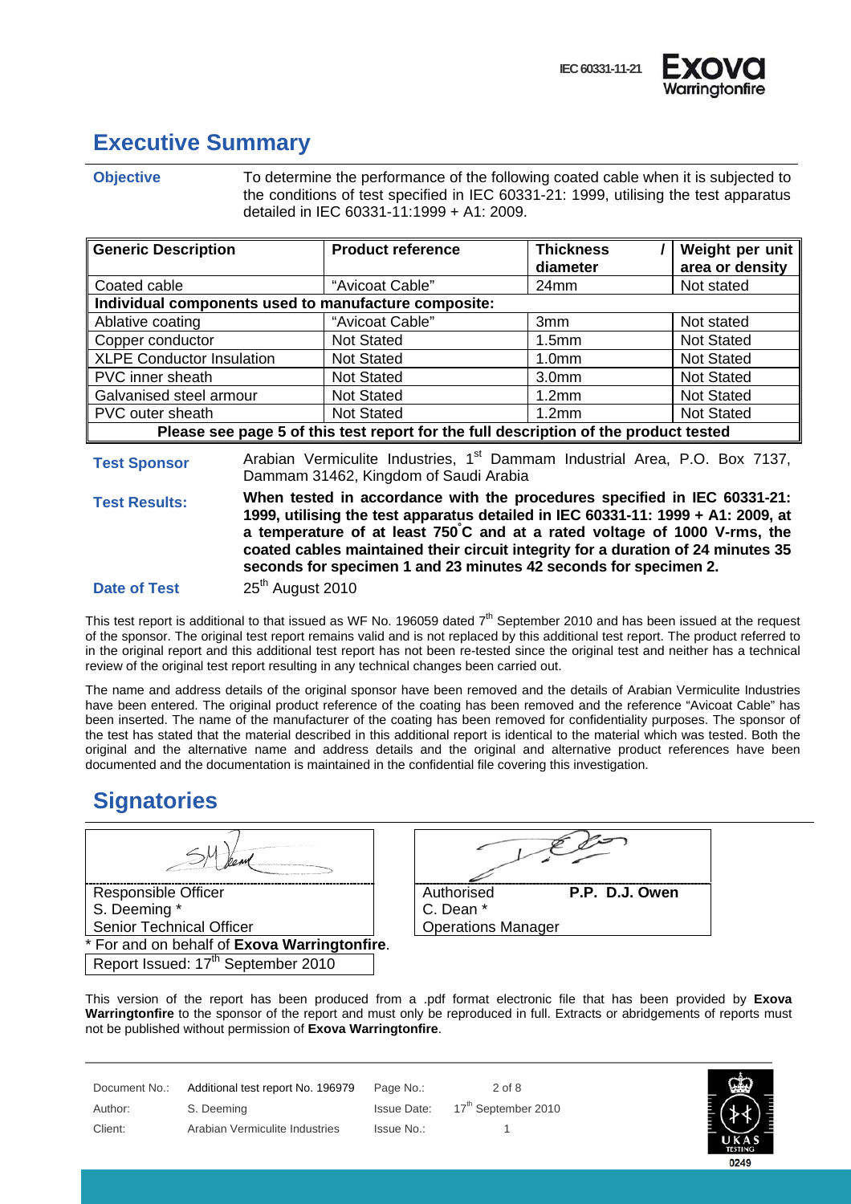## Executive Summary

**Objective** To determine the performance of the following coated cable when it is subjected to the conditions of test specified in IEC 60331-21: 1999, utilising the test apparatus detailed in IEC 60331-11:1999 + A1: 2009.

| Generic Description | Product reference | Thickness / diameter | Weight per unit area or density |
|---|---|---|---|
| Coated cable | "Avicoat Cable" | 24mm | Not stated |
| **Individual components used to manufacture composite:** | | | |
| Ablative coating | "Avicoat Cable" | 3mm | Not stated |
| Copper conductor | Not Stated | 1.5mm | Not Stated |
| XLPE Conductor Insulation | Not Stated | 1.0mm | Not Stated |
| PVC inner sheath | Not Stated | 3.0mm | Not Stated |
| Galvanised steel armour | Not Stated | 1.2mm | Not Stated |
| PVC outer sheath | Not Stated | 1.2mm | Not Stated |
| **Please see page 5 of this test report for the full description of the product tested** | | | |

**Test Sponsor** Arabian Vermiculite Industries, 1st Dammam Industrial Area, P.O. Box 7137, Dammam 31462, Kingdom of Saudi Arabia

**Test Results:** **When tested in accordance with the procedures specified in IEC 60331-21: 1999, utilising the test apparatus detailed in IEC 60331-11: 1999 + A1: 2009, at a temperature of at least 750°C and at a rated voltage of 1000 V-rms, the coated cables maintained their circuit integrity for a duration of 24 minutes 35 seconds for specimen 1 and 23 minutes 42 seconds for specimen 2.**

**Date of Test** 25th August 2010

This test report is additional to that issued as WF No. 196059 dated 7th September 2010 and has been issued at the request of the sponsor. The original test report remains valid and is not replaced by this additional test report. The product referred to in the original report and this additional test report has not been re-tested since the original test and neither has a technical review of the original test report resulting in any technical changes been carried out.

The name and address details of the original sponsor have been removed and the details of Arabian Vermiculite Industries have been entered. The original product reference of the coating has been removed and the reference "Avicoat Cable" has been inserted. The name of the manufacturer of the coating has been removed for confidentiality purposes. The sponsor of the test has stated that the material described in this additional report is identical to the material which was tested. Both the original and the alternative name and address details and the original and alternative product references have been documented and the documentation is maintained in the confidential file covering this investigation.

## Signatories

| Responsible Officer | Authorised **P.P. D.J. Owen** |
|---|---|
| S. Deeming * | C. Dean * |
| Senior Technical Officer | Operations Manager |

\* For and on behalf of **Exova Warringtonfire**.

Report Issued: 17th September 2010

This version of the report has been produced from a .pdf format electronic file that has been provided by **Exova Warringtonfire** to the sponsor of the report and must only be reproduced in full. Extracts or abridgements of reports must not be published without permission of **Exova Warringtonfire**.

| Document No.: | Additional test report No. 196979 | Page No.: | 2 of 8 |
|---|---|---|---|
| Author: | S. Deeming | Issue Date: | 17th September 2010 |
| Client: | Arabian Vermiculite Industries | Issue No.: | 1 |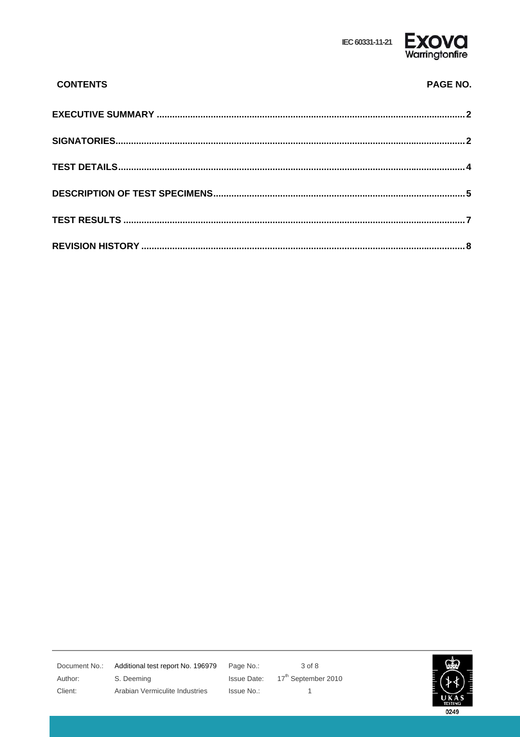| CONTENTS | PAGE NO. |
|---|---|
| **EXECUTIVE SUMMARY** | **2** |
| **SIGNATORIES** | **2** |
| **TEST DETAILS** | **4** |
| **DESCRIPTION OF TEST SPECIMENS** | **5** |
| **TEST RESULTS** | **7** |
| **REVISION HISTORY** | **8** |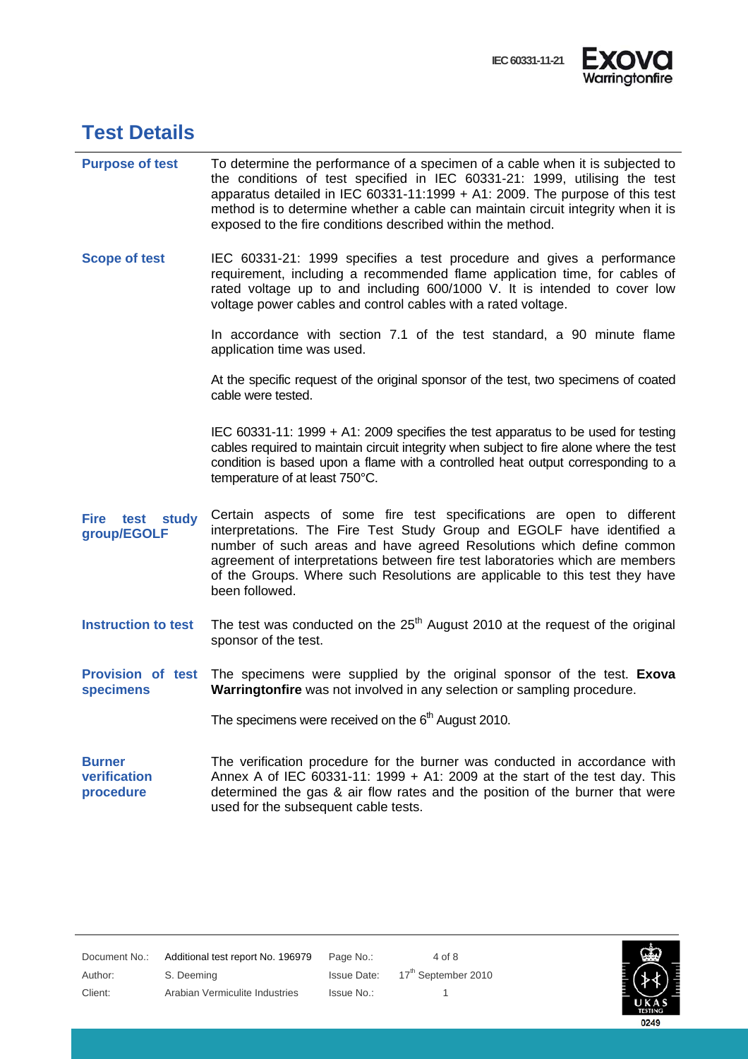## Test Details

**Purpose of test**

To determine the performance of a specimen of a cable when it is subjected to the conditions of test specified in IEC 60331-21: 1999, utilising the test apparatus detailed in IEC 60331-11:1999 + A1: 2009. The purpose of this test method is to determine whether a cable can maintain circuit integrity when it is exposed to the fire conditions described within the method.

**Scope of test**

IEC 60331-21: 1999 specifies a test procedure and gives a performance requirement, including a recommended flame application time, for cables of rated voltage up to and including 600/1000 V. It is intended to cover low voltage power cables and control cables with a rated voltage.

In accordance with section 7.1 of the test standard, a 90 minute flame application time was used.

At the specific request of the original sponsor of the test, two specimens of coated cable were tested.

IEC 60331-11: 1999 + A1: 2009 specifies the test apparatus to be used for testing cables required to maintain circuit integrity when subject to fire alone where the test condition is based upon a flame with a controlled heat output corresponding to a temperature of at least 750°C.

**Fire test study group/EGOLF**

Certain aspects of some fire test specifications are open to different interpretations. The Fire Test Study Group and EGOLF have identified a number of such areas and have agreed Resolutions which define common agreement of interpretations between fire test laboratories which are members of the Groups. Where such Resolutions are applicable to this test they have been followed.

**Instruction to test**

The test was conducted on the 25th August 2010 at the request of the original sponsor of the test.

**Provision of test specimens**

The specimens were supplied by the original sponsor of the test. **Exova Warringtonfire** was not involved in any selection or sampling procedure.

The specimens were received on the 6th August 2010.

**Burner verification procedure**

The verification procedure for the burner was conducted in accordance with Annex A of IEC 60331-11: 1999 + A1: 2009 at the start of the test day. This determined the gas & air flow rates and the position of the burner that were used for the subsequent cable tests.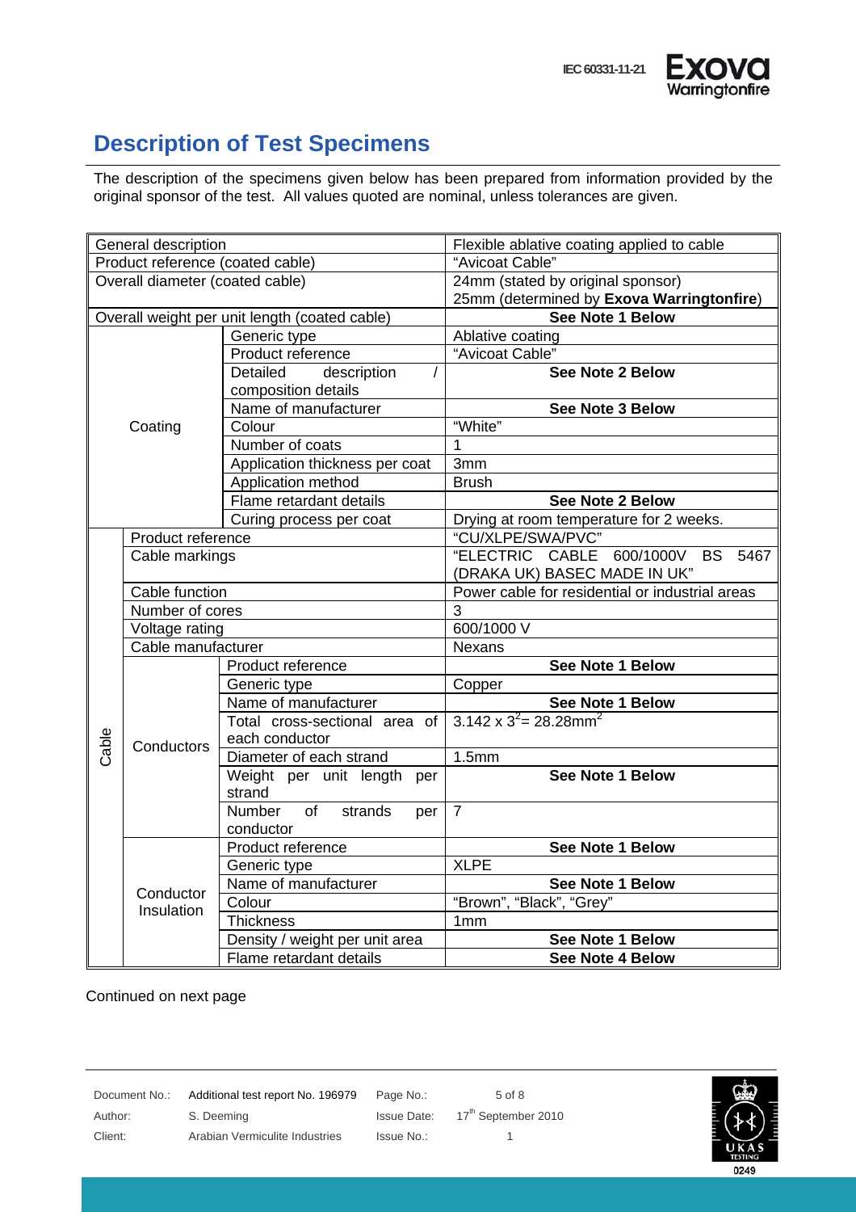## Description of Test Specimens

The description of the specimens given below has been prepared from information provided by the original sponsor of the test. All values quoted are nominal, unless tolerances are given.

| | | | |
|---|---|---|---|
| General description | | | Flexible ablative coating applied to cable |
| Product reference (coated cable) | | | "Avicoat Cable" |
| Overall diameter (coated cable) | | | 24mm (stated by original sponsor)<br>25mm (determined by **Exova Warringtonfire**) |
| Overall weight per unit length (coated cable) | | | **See Note 1 Below** |
| Coating | | Generic type | Ablative coating |
| | | Product reference | "Avicoat Cable" |
| | | Detailed description / composition details | **See Note 2 Below** |
| | | Name of manufacturer | **See Note 3 Below** |
| | | Colour | "White" |
| | | Number of coats | 1 |
| | | Application thickness per coat | 3mm |
| | | Application method | Brush |
| | | Flame retardant details | **See Note 2 Below** |
| | | Curing process per coat | Drying at room temperature for 2 weeks. |
| Cable | Product reference | | "CU/XLPE/SWA/PVC" |
| | Cable markings | | "ELECTRIC CABLE 600/1000V BS 5467 (DRAKA UK) BASEC MADE IN UK" |
| | Cable function | | Power cable for residential or industrial areas |
| | Number of cores | | 3 |
| | Voltage rating | | 600/1000 V |
| | Cable manufacturer | | Nexans |
| | Conductors | Product reference | **See Note 1 Below** |
| | | Generic type | Copper |
| | | Name of manufacturer | **See Note 1 Below** |
| | | Total cross-sectional area of each conductor | $3.142 \times 3^2 = 28.28\text{mm}^2$ |
| | | Diameter of each strand | 1.5mm |
| | | Weight per unit length per strand | **See Note 1 Below** |
| | | Number of strands per conductor | 7 |
| | Conductor Insulation | Product reference | **See Note 1 Below** |
| | | Generic type | XLPE |
| | | Name of manufacturer | **See Note 1 Below** |
| | | Colour | "Brown", "Black", "Grey" |
| | | Thickness | 1mm |
| | | Density / weight per unit area | **See Note 1 Below** |
| | | Flame retardant details | **See Note 4 Below** |

Continued on next page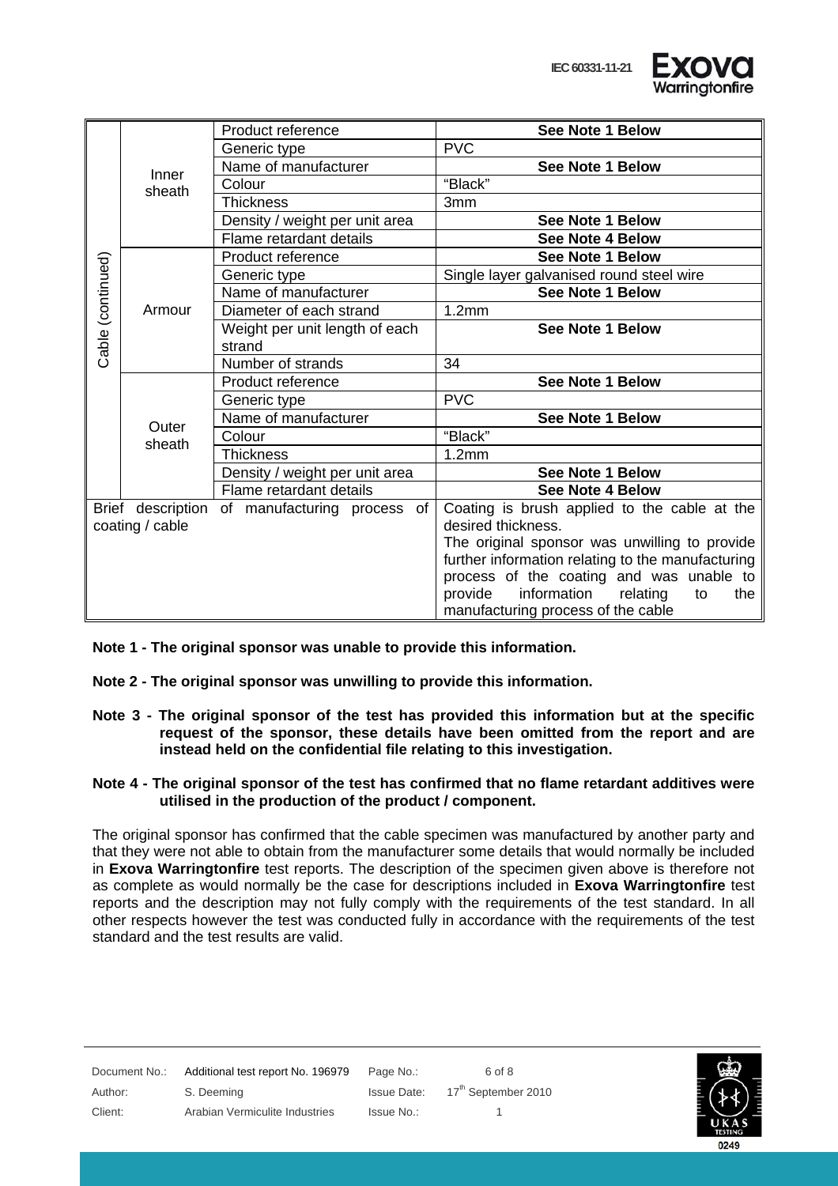| | | | |
|---|---|---|---|
| Cable (continued) | Inner sheath | Product reference | **See Note 1 Below** |
| | | Generic type | PVC |
| | | Name of manufacturer | **See Note 1 Below** |
| | | Colour | "Black" |
| | | Thickness | 3mm |
| | | Density / weight per unit area | **See Note 1 Below** |
| | | Flame retardant details | **See Note 4 Below** |
| | Armour | Product reference | **See Note 1 Below** |
| | | Generic type | Single layer galvanised round steel wire |
| | | Name of manufacturer | **See Note 1 Below** |
| | | Diameter of each strand | 1.2mm |
| | | Weight per unit length of each strand | **See Note 1 Below** |
| | | Number of strands | 34 |
| | Outer sheath | Product reference | **See Note 1 Below** |
| | | Generic type | PVC |
| | | Name of manufacturer | **See Note 1 Below** |
| | | Colour | "Black" |
| | | Thickness | 1.2mm |
| | | Density / weight per unit area | **See Note 1 Below** |
| | | Flame retardant details | **See Note 4 Below** |
| Brief description of manufacturing process of coating / cable | | | Coating is brush applied to the cable at the desired thickness. The original sponsor was unwilling to provide further information relating to the manufacturing process of the coating and was unable to provide information relating to the manufacturing process of the cable |

**Note 1 - The original sponsor was unable to provide this information.**

**Note 2 - The original sponsor was unwilling to provide this information.**

**Note 3 - The original sponsor of the test has provided this information but at the specific request of the sponsor, these details have been omitted from the report and are instead held on the confidential file relating to this investigation.**

**Note 4 - The original sponsor of the test has confirmed that no flame retardant additives were utilised in the production of the product / component.**

The original sponsor has confirmed that the cable specimen was manufactured by another party and that they were not able to obtain from the manufacturer some details that would normally be included in **Exova Warringtonfire** test reports. The description of the specimen given above is therefore not as complete as would normally be the case for descriptions included in **Exova Warringtonfire** test reports and the description may not fully comply with the requirements of the test standard. In all other respects however the test was conducted fully in accordance with the requirements of the test standard and the test results are valid.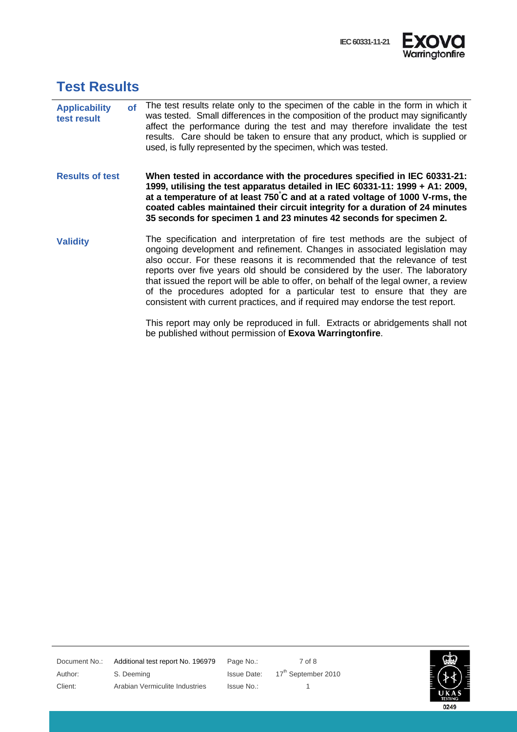## Test Results

**Applicability of test result**

The test results relate only to the specimen of the cable in the form in which it was tested. Small differences in the composition of the product may significantly affect the performance during the test and may therefore invalidate the test results. Care should be taken to ensure that any product, which is supplied or used, is fully represented by the specimen, which was tested.

**Results of test**

**When tested in accordance with the procedures specified in IEC 60331-21: 1999, utilising the test apparatus detailed in IEC 60331-11: 1999 + A1: 2009, at a temperature of at least 750°C and at a rated voltage of 1000 V-rms, the coated cables maintained their circuit integrity for a duration of 24 minutes 35 seconds for specimen 1 and 23 minutes 42 seconds for specimen 2.**

**Validity**

The specification and interpretation of fire test methods are the subject of ongoing development and refinement. Changes in associated legislation may also occur. For these reasons it is recommended that the relevance of test reports over five years old should be considered by the user. The laboratory that issued the report will be able to offer, on behalf of the legal owner, a review of the procedures adopted for a particular test to ensure that they are consistent with current practices, and if required may endorse the test report.

This report may only be reproduced in full. Extracts or abridgements shall not be published without permission of **Exova Warringtonfire**.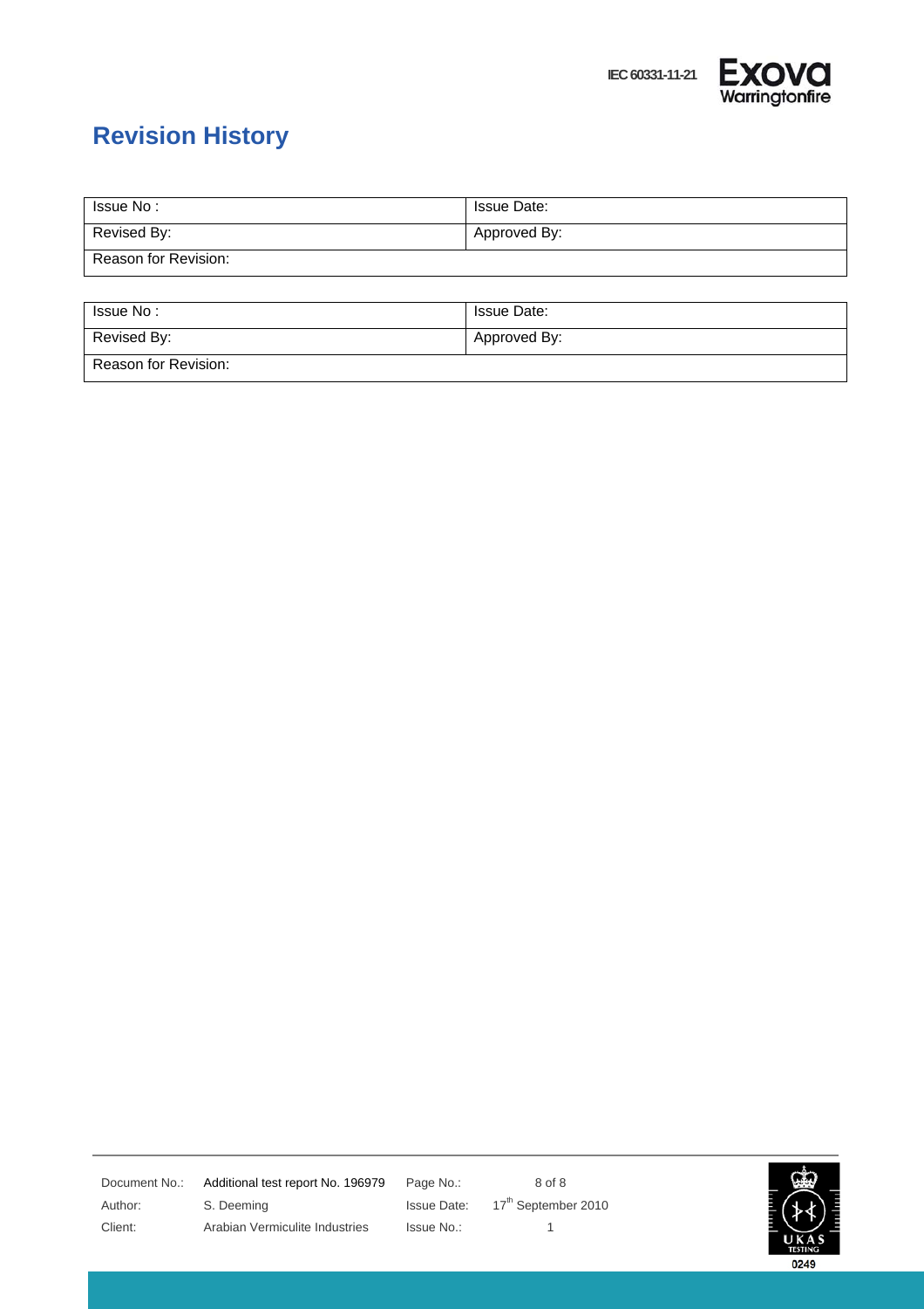# Revision History

| | |
|---|---|
| Issue No : | Issue Date: |
| Revised By: | Approved By: |
| Reason for Revision: | |

| | |
|---|---|
| Issue No : | Issue Date: |
| Revised By: | Approved By: |
| Reason for Revision: | |